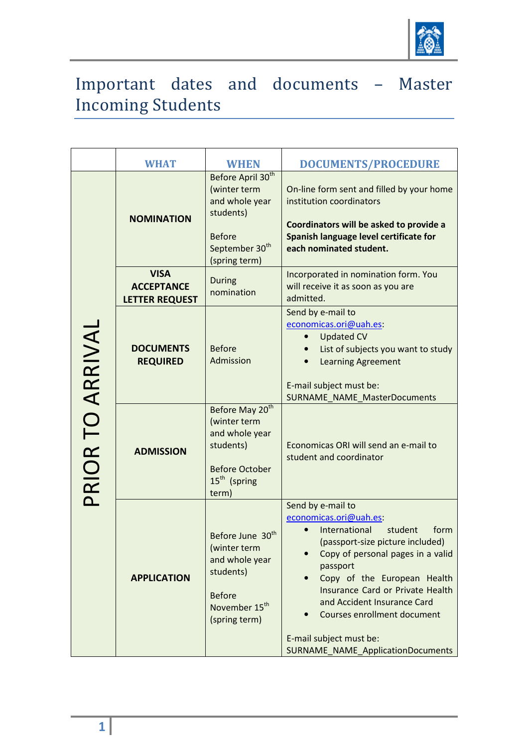# Important dates and documents – Master Incoming Students

| | WHAT | WHEN | DOCUMENTS/PROCEDURE |
|---|---|---|---|
| PRIOR TO ARRIVAL | **NOMINATION** | Before April 30th (winter term and whole year students)<br><br>Before September 30th (spring term) | On-line form sent and filled by your home institution coordinators<br><br>**Coordinators will be asked to provide a Spanish language level certificate for each nominated student.** |
| | **VISA ACCEPTANCE LETTER REQUEST** | During nomination | Incorporated in nomination form. You will receive it as soon as you are admitted. |
| | **DOCUMENTS REQUIRED** | Before Admission | Send by e-mail to economicas.ori@uah.es:<br>• Updated CV<br>• List of subjects you want to study<br>• Learning Agreement<br><br>E-mail subject must be: SURNAME_NAME_MasterDocuments |
| | **ADMISSION** | Before May 20th (winter term and whole year students)<br><br>Before October 15th (spring term) | Economicas ORI will send an e-mail to student and coordinator |
| | **APPLICATION** | Before June 30th (winter term and whole year students)<br><br>Before November 15th (spring term) | Send by e-mail to economicas.ori@uah.es:<br>• International student form (passport-size picture included)<br>• Copy of personal pages in a valid passport<br>• Copy of the European Health Insurance Card or Private Health and Accident Insurance Card<br>• Courses enrollment document<br><br>E-mail subject must be: SURNAME_NAME_ApplicationDocuments |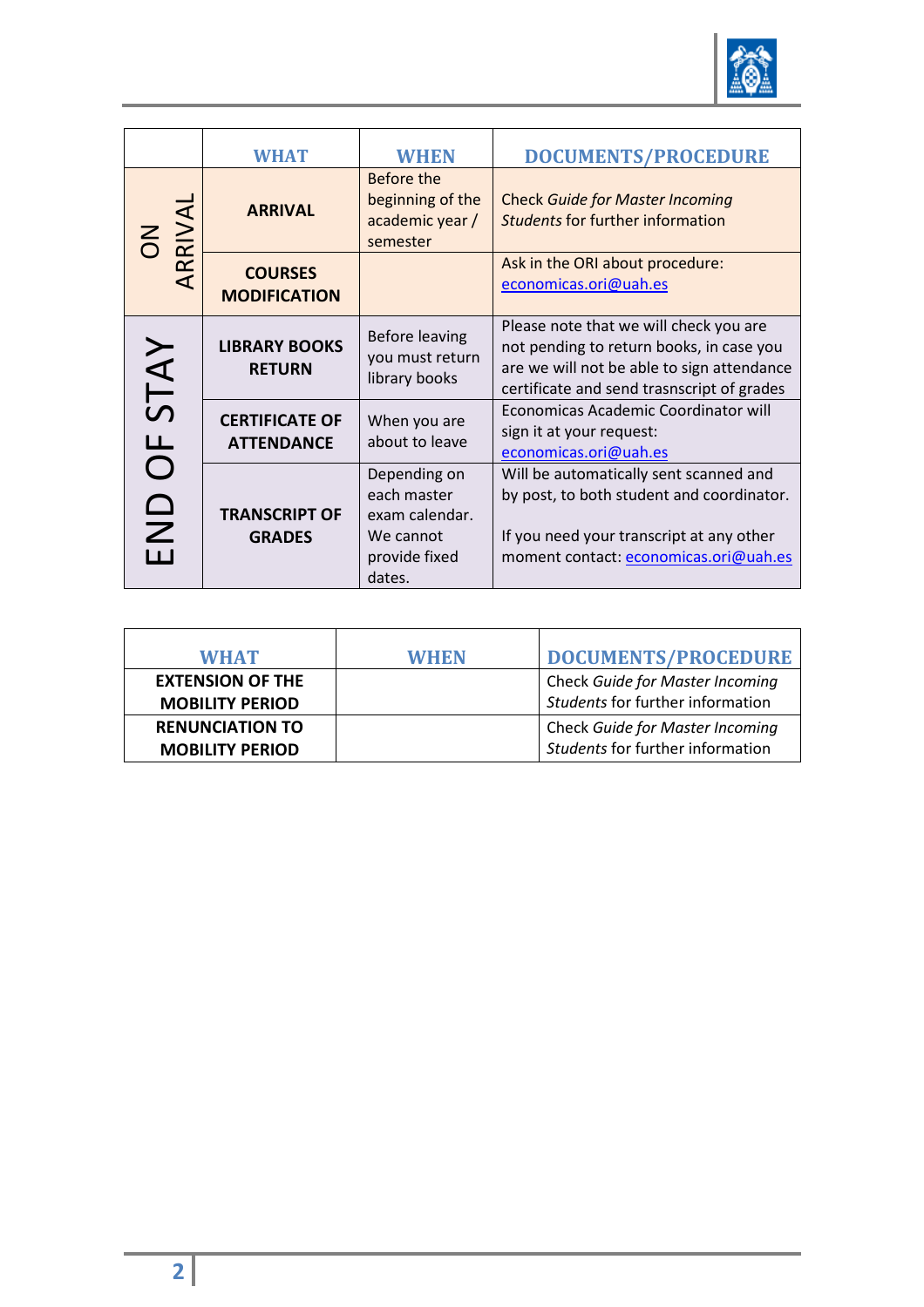| | WHAT | WHEN | DOCUMENTS/PROCEDURE |
| --- | --- | --- | --- |
| ON ARRIVAL | **ARRIVAL** | Before the beginning of the academic year / semester | Check *Guide for Master Incoming Students* for further information |
| | **COURSES MODIFICATION** | | Ask in the ORI about procedure: economicas.ori@uah.es |
| END OF STAY | **LIBRARY BOOKS RETURN** | Before leaving you must return library books | Please note that we will check you are not pending to return books, in case you are we will not be able to sign attendance certificate and send trasnscript of grades |
| | **CERTIFICATE OF ATTENDANCE** | When you are about to leave | Economicas Academic Coordinator will sign it at your request: economicas.ori@uah.es |
| | **TRANSCRIPT OF GRADES** | Depending on each master exam calendar. We cannot provide fixed dates. | Will be automatically sent scanned and by post, to both student and coordinator. If you need your transcript at any other moment contact: economicas.ori@uah.es |

| WHAT | WHEN | DOCUMENTS/PROCEDURE |
| --- | --- | --- |
| **EXTENSION OF THE MOBILITY PERIOD** | | Check *Guide for Master Incoming Students* for further information |
| **RENUNCIATION TO MOBILITY PERIOD** | | Check *Guide for Master Incoming Students* for further information |